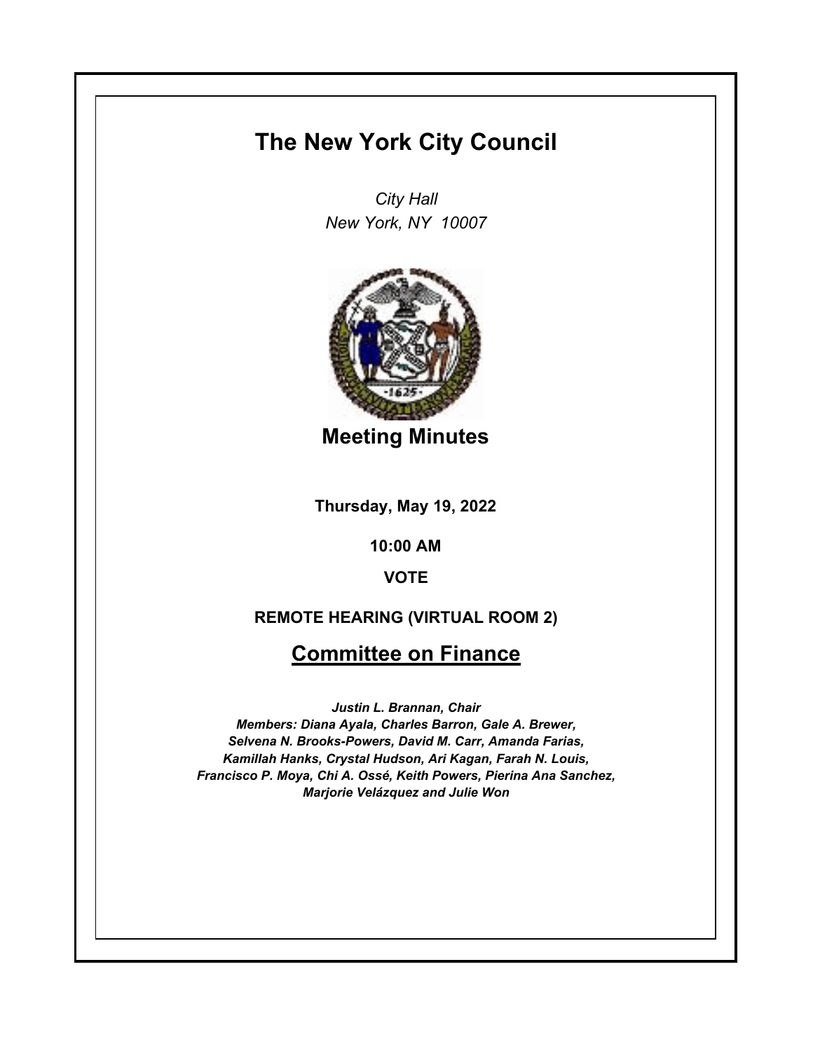# The New York City Council

*City Hall*
*New York, NY 10007*

## Meeting Minutes

**Thursday, May 19, 2022**

**10:00 AM**

**VOTE**

**REMOTE HEARING (VIRTUAL ROOM 2)**

## Committee on Finance

*Justin L. Brannan, Chair*
*Members: Diana Ayala, Charles Barron, Gale A. Brewer, Selvena N. Brooks-Powers, David M. Carr, Amanda Farias, Kamillah Hanks, Crystal Hudson, Ari Kagan, Farah N. Louis, Francisco P. Moya, Chi A. Ossé, Keith Powers, Pierina Ana Sanchez, Marjorie Velázquez and Julie Won*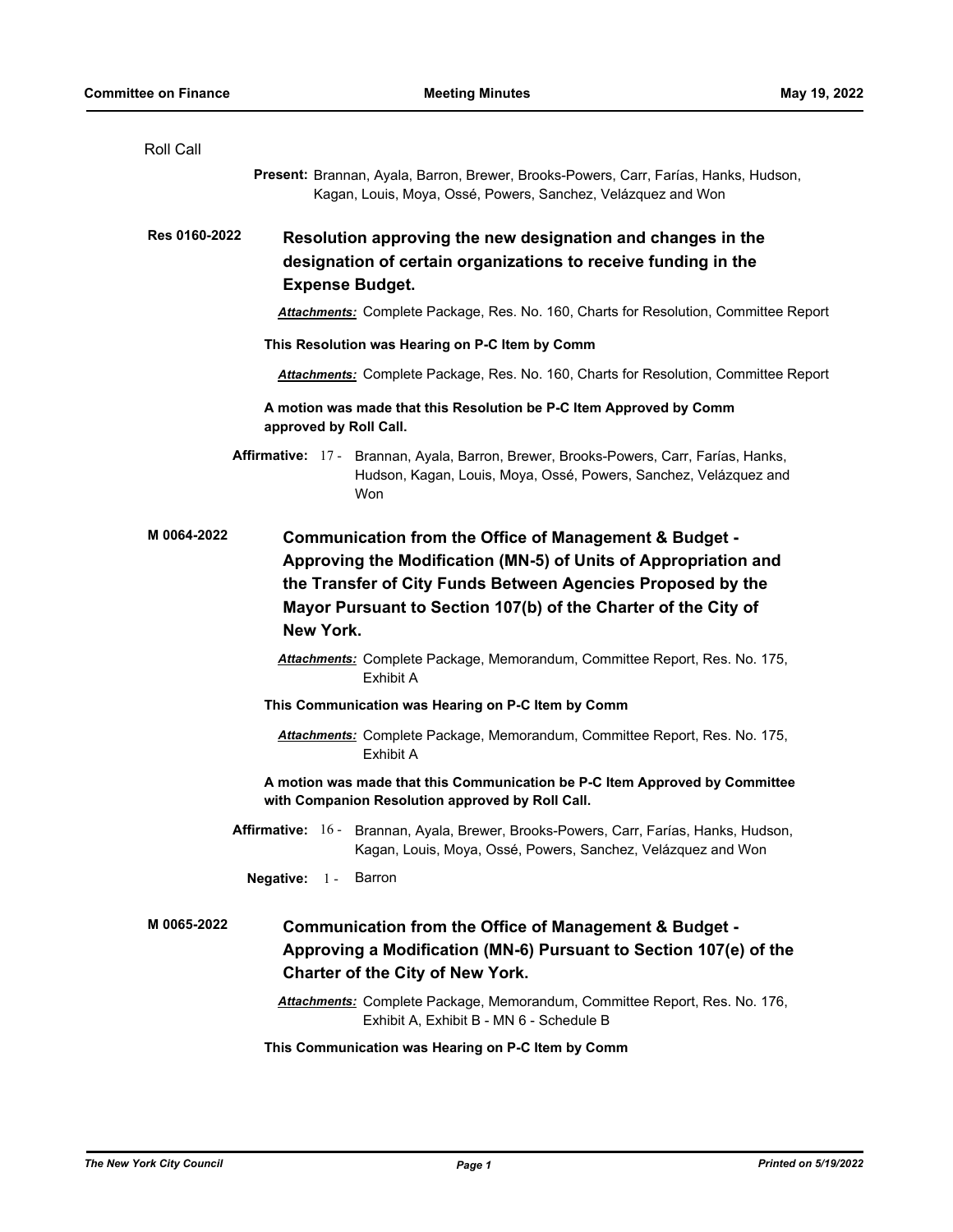Roll Call

**Present:** Brannan, Ayala, Barron, Brewer, Brooks-Powers, Carr, Farías, Hanks, Hudson, Kagan, Louis, Moya, Ossé, Powers, Sanchez, Velázquez and Won

**Res 0160-2022** **Resolution approving the new designation and changes in the designation of certain organizations to receive funding in the Expense Budget.**

***Attachments:*** Complete Package, Res. No. 160, Charts for Resolution, Committee Report

**This Resolution was Hearing on P-C Item by Comm**

***Attachments:*** Complete Package, Res. No. 160, Charts for Resolution, Committee Report

**A motion was made that this Resolution be P-C Item Approved by Comm approved by Roll Call.**

**Affirmative:** 17 - Brannan, Ayala, Barron, Brewer, Brooks-Powers, Carr, Farías, Hanks, Hudson, Kagan, Louis, Moya, Ossé, Powers, Sanchez, Velázquez and Won

**M 0064-2022** **Communication from the Office of Management & Budget - Approving the Modification (MN-5) of Units of Appropriation and the Transfer of City Funds Between Agencies Proposed by the Mayor Pursuant to Section 107(b) of the Charter of the City of New York.**

***Attachments:*** Complete Package, Memorandum, Committee Report, Res. No. 175, Exhibit A

**This Communication was Hearing on P-C Item by Comm**

***Attachments:*** Complete Package, Memorandum, Committee Report, Res. No. 175, Exhibit A

**A motion was made that this Communication be P-C Item Approved by Committee with Companion Resolution approved by Roll Call.**

**Affirmative:** 16 - Brannan, Ayala, Brewer, Brooks-Powers, Carr, Farías, Hanks, Hudson, Kagan, Louis, Moya, Ossé, Powers, Sanchez, Velázquez and Won

**Negative:** 1 - Barron

**M 0065-2022** **Communication from the Office of Management & Budget - Approving a Modification (MN-6) Pursuant to Section 107(e) of the Charter of the City of New York.**

***Attachments:*** Complete Package, Memorandum, Committee Report, Res. No. 176, Exhibit A, Exhibit B - MN 6 - Schedule B

**This Communication was Hearing on P-C Item by Comm**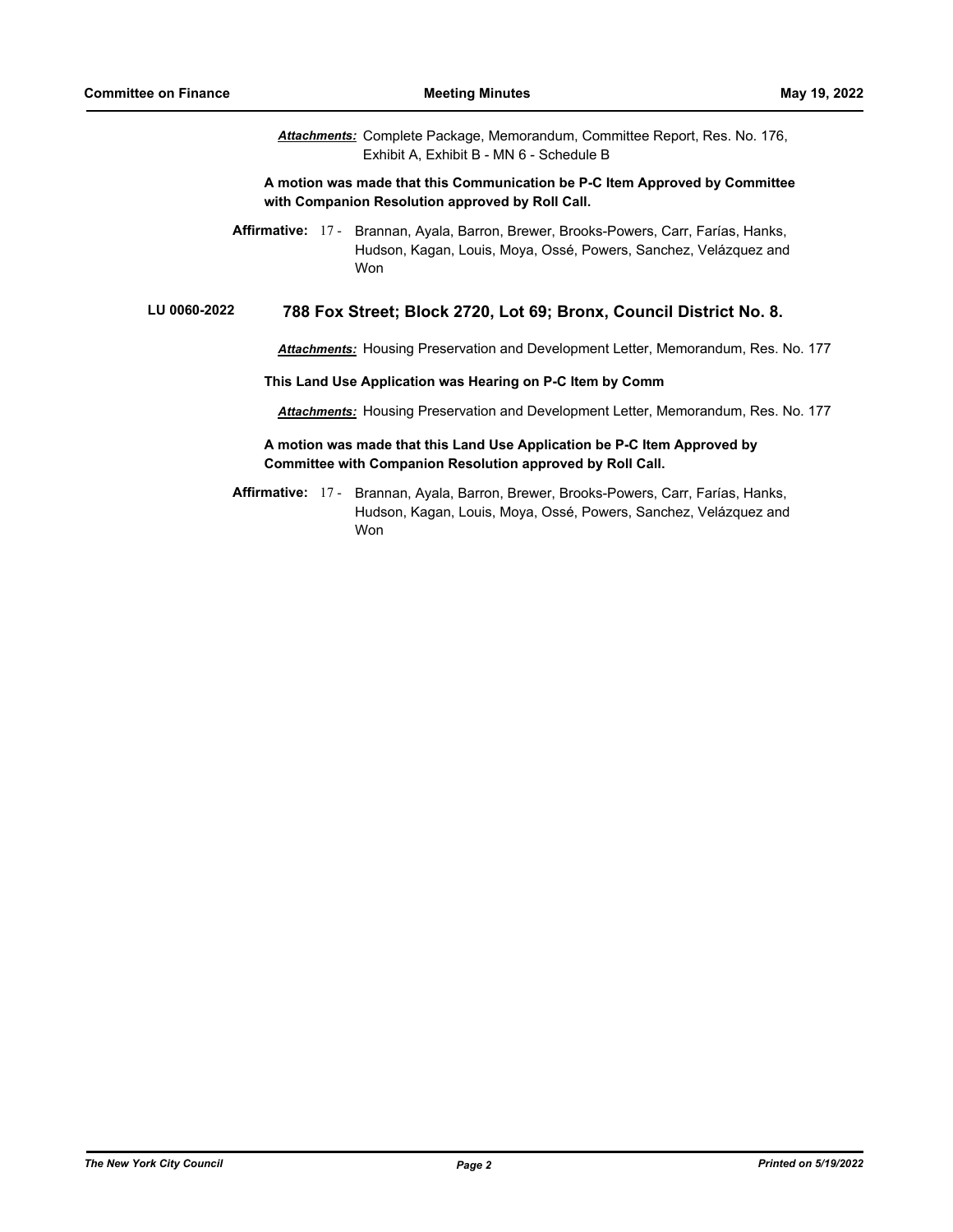***Attachments:*** Complete Package, Memorandum, Committee Report, Res. No. 176, Exhibit A, Exhibit B - MN 6 - Schedule B

**A motion was made that this Communication be P-C Item Approved by Committee with Companion Resolution approved by Roll Call.**

**Affirmative:** 17 - Brannan, Ayala, Barron, Brewer, Brooks-Powers, Carr, Farías, Hanks, Hudson, Kagan, Louis, Moya, Ossé, Powers, Sanchez, Velázquez and Won

**LU 0060-2022** **788 Fox Street; Block 2720, Lot 69; Bronx, Council District No. 8.**

***Attachments:*** Housing Preservation and Development Letter, Memorandum, Res. No. 177

**This Land Use Application was Hearing on P-C Item by Comm**

***Attachments:*** Housing Preservation and Development Letter, Memorandum, Res. No. 177

**A motion was made that this Land Use Application be P-C Item Approved by Committee with Companion Resolution approved by Roll Call.**

**Affirmative:** 17 - Brannan, Ayala, Barron, Brewer, Brooks-Powers, Carr, Farías, Hanks, Hudson, Kagan, Louis, Moya, Ossé, Powers, Sanchez, Velázquez and Won